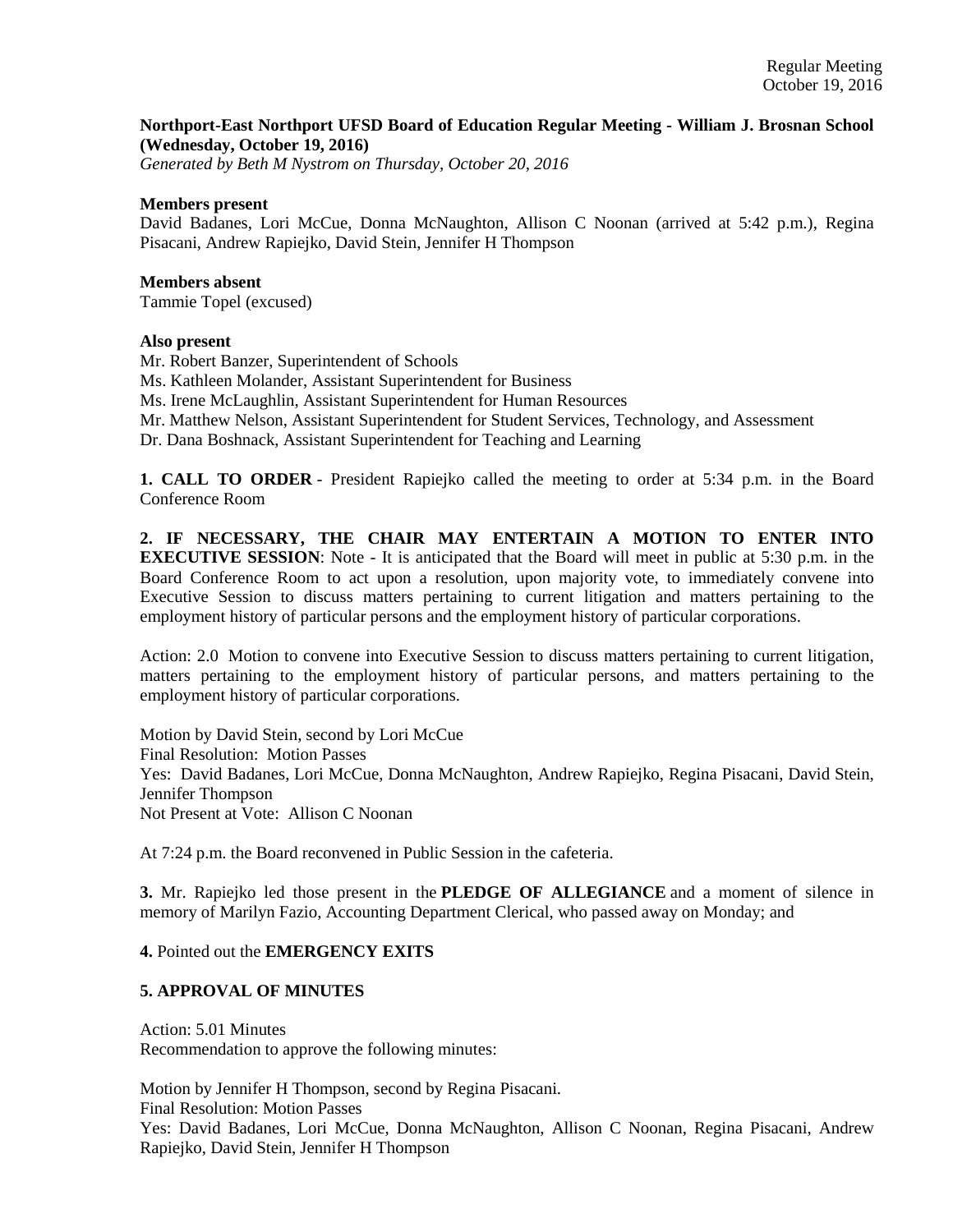**Northport-East Northport UFSD Board of Education Regular Meeting - William J. Brosnan School (Wednesday, October 19, 2016)**
*Generated by Beth M Nystrom on Thursday, October 20, 2016*

**Members present**
David Badanes, Lori McCue, Donna McNaughton, Allison C Noonan (arrived at 5:42 p.m.), Regina Pisacani, Andrew Rapiejko, David Stein, Jennifer H Thompson

**Members absent**
Tammie Topel (excused)

**Also present**
Mr. Robert Banzer, Superintendent of Schools
Ms. Kathleen Molander, Assistant Superintendent for Business
Ms. Irene McLaughlin, Assistant Superintendent for Human Resources
Mr. Matthew Nelson, Assistant Superintendent for Student Services, Technology, and Assessment
Dr. Dana Boshnack, Assistant Superintendent for Teaching and Learning

**1. CALL TO ORDER** - President Rapiejko called the meeting to order at 5:34 p.m. in the Board Conference Room

**2. IF NECESSARY, THE CHAIR MAY ENTERTAIN A MOTION TO ENTER INTO EXECUTIVE SESSION**: Note - It is anticipated that the Board will meet in public at 5:30 p.m. in the Board Conference Room to act upon a resolution, upon majority vote, to immediately convene into Executive Session to discuss matters pertaining to current litigation and matters pertaining to the employment history of particular persons and the employment history of particular corporations.

Action: 2.0 Motion to convene into Executive Session to discuss matters pertaining to current litigation, matters pertaining to the employment history of particular persons, and matters pertaining to the employment history of particular corporations.

Motion by David Stein, second by Lori McCue
Final Resolution: Motion Passes
Yes: David Badanes, Lori McCue, Donna McNaughton, Andrew Rapiejko, Regina Pisacani, David Stein, Jennifer Thompson
Not Present at Vote: Allison C Noonan

At 7:24 p.m. the Board reconvened in Public Session in the cafeteria.

**3.** Mr. Rapiejko led those present in the **PLEDGE OF ALLEGIANCE** and a moment of silence in memory of Marilyn Fazio, Accounting Department Clerical, who passed away on Monday; and

**4.** Pointed out the **EMERGENCY EXITS**

**5. APPROVAL OF MINUTES**

Action: 5.01 Minutes
Recommendation to approve the following minutes:

Motion by Jennifer H Thompson, second by Regina Pisacani.
Final Resolution: Motion Passes
Yes: David Badanes, Lori McCue, Donna McNaughton, Allison C Noonan, Regina Pisacani, Andrew Rapiejko, David Stein, Jennifer H Thompson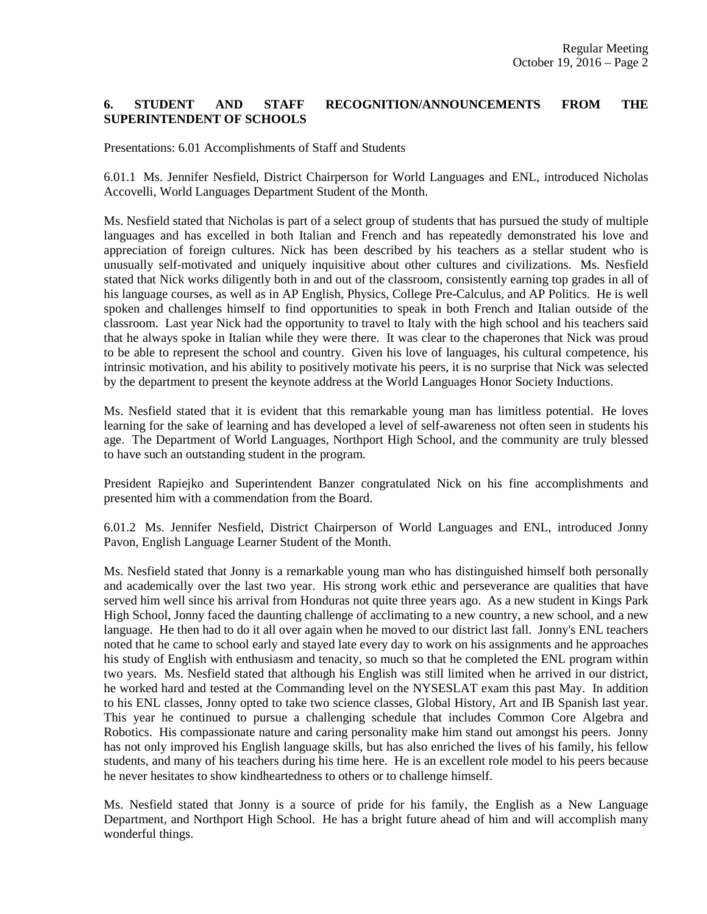### 6. STUDENT AND STAFF RECOGNITION/ANNOUNCEMENTS FROM THE SUPERINTENDENT OF SCHOOLS

Presentations: 6.01 Accomplishments of Staff and Students

6.01.1 Ms. Jennifer Nesfield, District Chairperson for World Languages and ENL, introduced Nicholas Accovelli, World Languages Department Student of the Month.

Ms. Nesfield stated that Nicholas is part of a select group of students that has pursued the study of multiple languages and has excelled in both Italian and French and has repeatedly demonstrated his love and appreciation of foreign cultures. Nick has been described by his teachers as a stellar student who is unusually self-motivated and uniquely inquisitive about other cultures and civilizations. Ms. Nesfield stated that Nick works diligently both in and out of the classroom, consistently earning top grades in all of his language courses, as well as in AP English, Physics, College Pre-Calculus, and AP Politics. He is well spoken and challenges himself to find opportunities to speak in both French and Italian outside of the classroom. Last year Nick had the opportunity to travel to Italy with the high school and his teachers said that he always spoke in Italian while they were there. It was clear to the chaperones that Nick was proud to be able to represent the school and country. Given his love of languages, his cultural competence, his intrinsic motivation, and his ability to positively motivate his peers, it is no surprise that Nick was selected by the department to present the keynote address at the World Languages Honor Society Inductions.

Ms. Nesfield stated that it is evident that this remarkable young man has limitless potential. He loves learning for the sake of learning and has developed a level of self-awareness not often seen in students his age. The Department of World Languages, Northport High School, and the community are truly blessed to have such an outstanding student in the program.

President Rapiejko and Superintendent Banzer congratulated Nick on his fine accomplishments and presented him with a commendation from the Board.

6.01.2 Ms. Jennifer Nesfield, District Chairperson of World Languages and ENL, introduced Jonny Pavon, English Language Learner Student of the Month.

Ms. Nesfield stated that Jonny is a remarkable young man who has distinguished himself both personally and academically over the last two year. His strong work ethic and perseverance are qualities that have served him well since his arrival from Honduras not quite three years ago. As a new student in Kings Park High School, Jonny faced the daunting challenge of acclimating to a new country, a new school, and a new language. He then had to do it all over again when he moved to our district last fall. Jonny's ENL teachers noted that he came to school early and stayed late every day to work on his assignments and he approaches his study of English with enthusiasm and tenacity, so much so that he completed the ENL program within two years. Ms. Nesfield stated that although his English was still limited when he arrived in our district, he worked hard and tested at the Commanding level on the NYSESLAT exam this past May. In addition to his ENL classes, Jonny opted to take two science classes, Global History, Art and IB Spanish last year. This year he continued to pursue a challenging schedule that includes Common Core Algebra and Robotics. His compassionate nature and caring personality make him stand out amongst his peers. Jonny has not only improved his English language skills, but has also enriched the lives of his family, his fellow students, and many of his teachers during his time here. He is an excellent role model to his peers because he never hesitates to show kindheartedness to others or to challenge himself.

Ms. Nesfield stated that Jonny is a source of pride for his family, the English as a New Language Department, and Northport High School. He has a bright future ahead of him and will accomplish many wonderful things.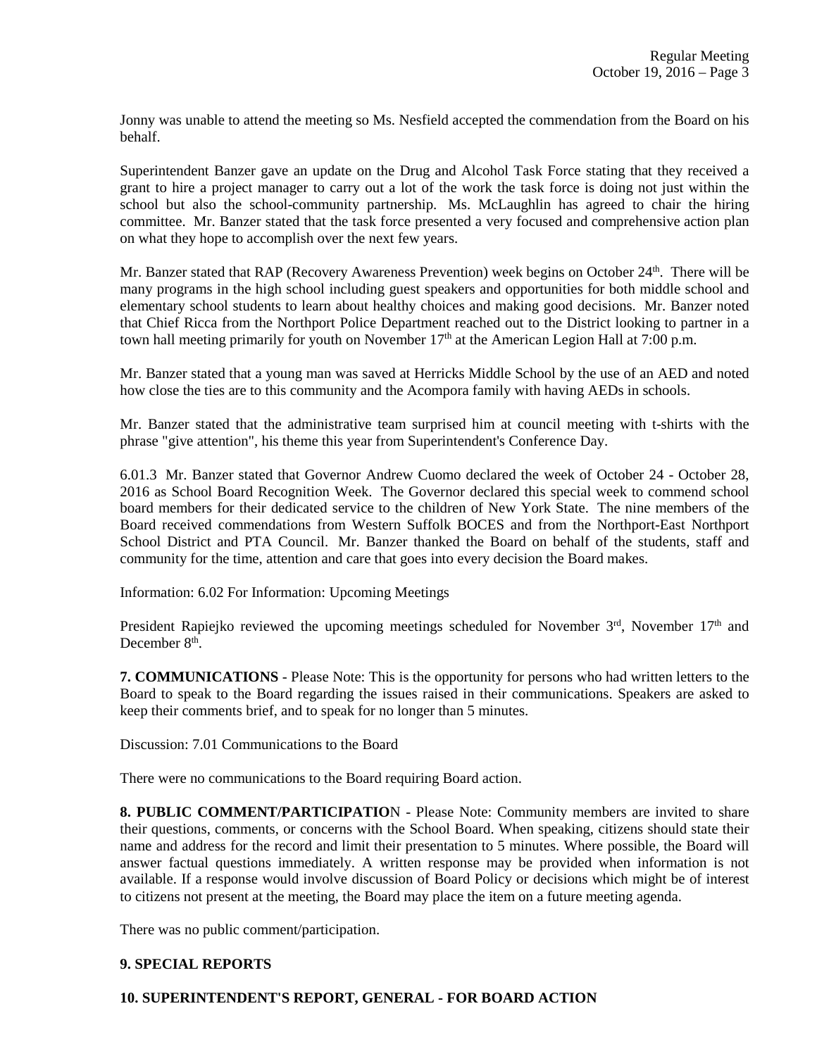Jonny was unable to attend the meeting so Ms. Nesfield accepted the commendation from the Board on his behalf.

Superintendent Banzer gave an update on the Drug and Alcohol Task Force stating that they received a grant to hire a project manager to carry out a lot of the work the task force is doing not just within the school but also the school-community partnership. Ms. McLaughlin has agreed to chair the hiring committee. Mr. Banzer stated that the task force presented a very focused and comprehensive action plan on what they hope to accomplish over the next few years.

Mr. Banzer stated that RAP (Recovery Awareness Prevention) week begins on October 24th. There will be many programs in the high school including guest speakers and opportunities for both middle school and elementary school students to learn about healthy choices and making good decisions. Mr. Banzer noted that Chief Ricca from the Northport Police Department reached out to the District looking to partner in a town hall meeting primarily for youth on November 17th at the American Legion Hall at 7:00 p.m.

Mr. Banzer stated that a young man was saved at Herricks Middle School by the use of an AED and noted how close the ties are to this community and the Acompora family with having AEDs in schools.

Mr. Banzer stated that the administrative team surprised him at council meeting with t-shirts with the phrase "give attention", his theme this year from Superintendent's Conference Day.

6.01.3 Mr. Banzer stated that Governor Andrew Cuomo declared the week of October 24 - October 28, 2016 as School Board Recognition Week. The Governor declared this special week to commend school board members for their dedicated service to the children of New York State. The nine members of the Board received commendations from Western Suffolk BOCES and from the Northport-East Northport School District and PTA Council. Mr. Banzer thanked the Board on behalf of the students, staff and community for the time, attention and care that goes into every decision the Board makes.

Information: 6.02 For Information: Upcoming Meetings

President Rapiejko reviewed the upcoming meetings scheduled for November 3rd, November 17th and December 8th.

**7. COMMUNICATIONS** - Please Note: This is the opportunity for persons who had written letters to the Board to speak to the Board regarding the issues raised in their communications. Speakers are asked to keep their comments brief, and to speak for no longer than 5 minutes.

Discussion: 7.01 Communications to the Board

There were no communications to the Board requiring Board action.

**8. PUBLIC COMMENT/PARTICIPATIO**N - Please Note: Community members are invited to share their questions, comments, or concerns with the School Board. When speaking, citizens should state their name and address for the record and limit their presentation to 5 minutes. Where possible, the Board will answer factual questions immediately. A written response may be provided when information is not available. If a response would involve discussion of Board Policy or decisions which might be of interest to citizens not present at the meeting, the Board may place the item on a future meeting agenda.

There was no public comment/participation.

**9. SPECIAL REPORTS**

**10. SUPERINTENDENT'S REPORT, GENERAL - FOR BOARD ACTION**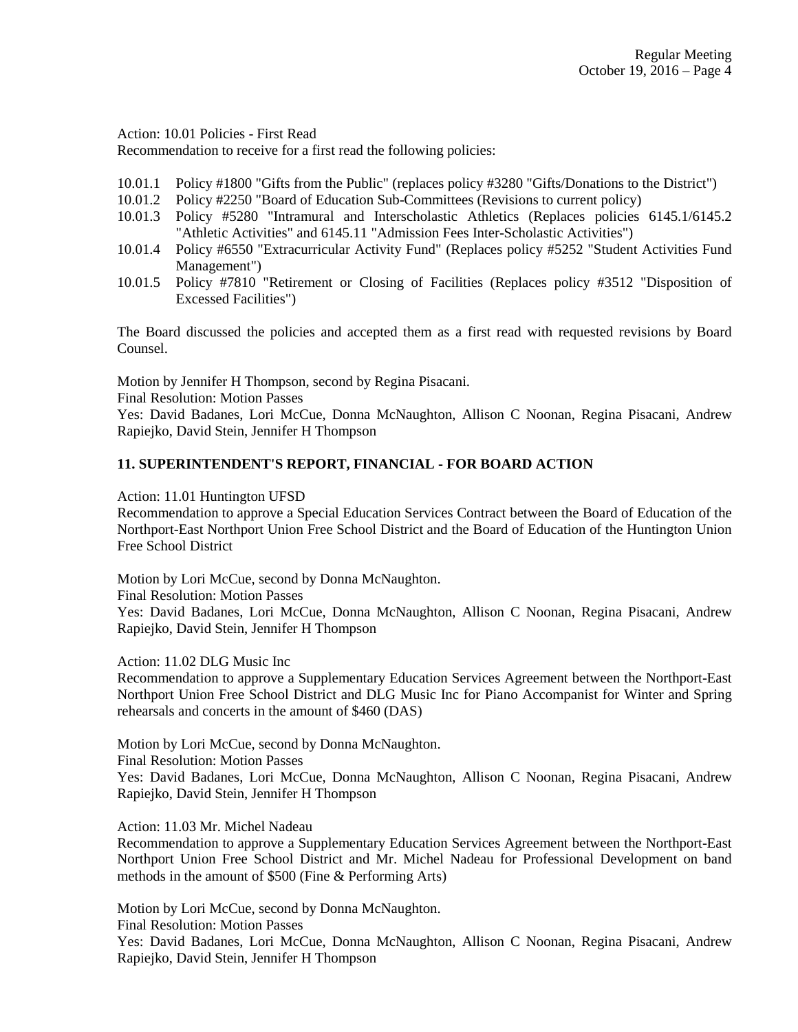Action: 10.01 Policies - First Read
Recommendation to receive for a first read the following policies:

10.01.1 Policy #1800 "Gifts from the Public" (replaces policy #3280 "Gifts/Donations to the District")
10.01.2 Policy #2250 "Board of Education Sub-Committees (Revisions to current policy)
10.01.3 Policy #5280 "Intramural and Interscholastic Athletics (Replaces policies 6145.1/6145.2 "Athletic Activities" and 6145.11 "Admission Fees Inter-Scholastic Activities")
10.01.4 Policy #6550 "Extracurricular Activity Fund" (Replaces policy #5252 "Student Activities Fund Management")
10.01.5 Policy #7810 "Retirement or Closing of Facilities (Replaces policy #3512 "Disposition of Excessed Facilities")

The Board discussed the policies and accepted them as a first read with requested revisions by Board Counsel.

Motion by Jennifer H Thompson, second by Regina Pisacani.
Final Resolution: Motion Passes
Yes: David Badanes, Lori McCue, Donna McNaughton, Allison C Noonan, Regina Pisacani, Andrew Rapiejko, David Stein, Jennifer H Thompson

**11. SUPERINTENDENT'S REPORT, FINANCIAL - FOR BOARD ACTION**

Action: 11.01 Huntington UFSD
Recommendation to approve a Special Education Services Contract between the Board of Education of the Northport-East Northport Union Free School District and the Board of Education of the Huntington Union Free School District

Motion by Lori McCue, second by Donna McNaughton.
Final Resolution: Motion Passes
Yes: David Badanes, Lori McCue, Donna McNaughton, Allison C Noonan, Regina Pisacani, Andrew Rapiejko, David Stein, Jennifer H Thompson

Action: 11.02 DLG Music Inc
Recommendation to approve a Supplementary Education Services Agreement between the Northport-East Northport Union Free School District and DLG Music Inc for Piano Accompanist for Winter and Spring rehearsals and concerts in the amount of $460 (DAS)

Motion by Lori McCue, second by Donna McNaughton.
Final Resolution: Motion Passes
Yes: David Badanes, Lori McCue, Donna McNaughton, Allison C Noonan, Regina Pisacani, Andrew Rapiejko, David Stein, Jennifer H Thompson

Action: 11.03 Mr. Michel Nadeau
Recommendation to approve a Supplementary Education Services Agreement between the Northport-East Northport Union Free School District and Mr. Michel Nadeau for Professional Development on band methods in the amount of $500 (Fine & Performing Arts)

Motion by Lori McCue, second by Donna McNaughton.
Final Resolution: Motion Passes
Yes: David Badanes, Lori McCue, Donna McNaughton, Allison C Noonan, Regina Pisacani, Andrew Rapiejko, David Stein, Jennifer H Thompson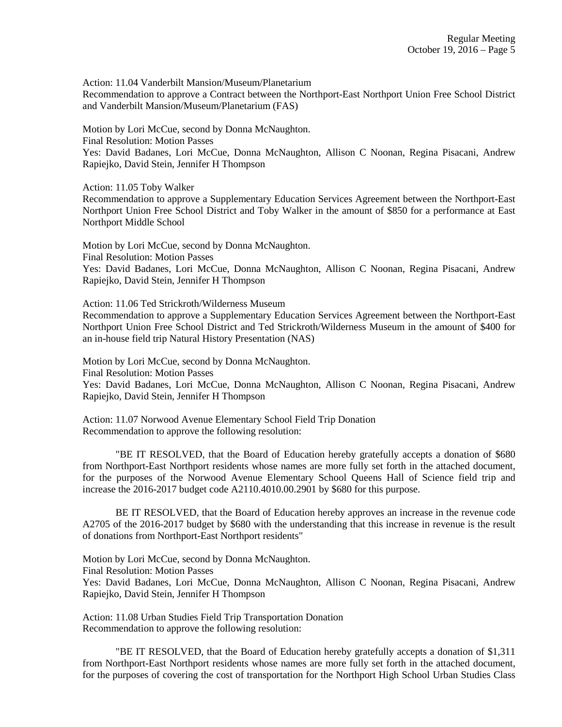Action: 11.04 Vanderbilt Mansion/Museum/Planetarium
Recommendation to approve a Contract between the Northport-East Northport Union Free School District and Vanderbilt Mansion/Museum/Planetarium (FAS)

Motion by Lori McCue, second by Donna McNaughton.
Final Resolution: Motion Passes
Yes: David Badanes, Lori McCue, Donna McNaughton, Allison C Noonan, Regina Pisacani, Andrew Rapiejko, David Stein, Jennifer H Thompson

Action: 11.05 Toby Walker
Recommendation to approve a Supplementary Education Services Agreement between the Northport-East Northport Union Free School District and Toby Walker in the amount of $850 for a performance at East Northport Middle School

Motion by Lori McCue, second by Donna McNaughton.
Final Resolution: Motion Passes
Yes: David Badanes, Lori McCue, Donna McNaughton, Allison C Noonan, Regina Pisacani, Andrew Rapiejko, David Stein, Jennifer H Thompson

Action: 11.06 Ted Strickroth/Wilderness Museum
Recommendation to approve a Supplementary Education Services Agreement between the Northport-East Northport Union Free School District and Ted Strickroth/Wilderness Museum in the amount of $400 for an in-house field trip Natural History Presentation (NAS)

Motion by Lori McCue, second by Donna McNaughton.
Final Resolution: Motion Passes
Yes: David Badanes, Lori McCue, Donna McNaughton, Allison C Noonan, Regina Pisacani, Andrew Rapiejko, David Stein, Jennifer H Thompson

Action: 11.07 Norwood Avenue Elementary School Field Trip Donation
Recommendation to approve the following resolution:

"BE IT RESOLVED, that the Board of Education hereby gratefully accepts a donation of $680 from Northport-East Northport residents whose names are more fully set forth in the attached document, for the purposes of the Norwood Avenue Elementary School Queens Hall of Science field trip and increase the 2016-2017 budget code A2110.4010.00.2901 by $680 for this purpose.

BE IT RESOLVED, that the Board of Education hereby approves an increase in the revenue code A2705 of the 2016-2017 budget by $680 with the understanding that this increase in revenue is the result of donations from Northport-East Northport residents"

Motion by Lori McCue, second by Donna McNaughton.
Final Resolution: Motion Passes
Yes: David Badanes, Lori McCue, Donna McNaughton, Allison C Noonan, Regina Pisacani, Andrew Rapiejko, David Stein, Jennifer H Thompson

Action: 11.08 Urban Studies Field Trip Transportation Donation
Recommendation to approve the following resolution:

"BE IT RESOLVED, that the Board of Education hereby gratefully accepts a donation of $1,311 from Northport-East Northport residents whose names are more fully set forth in the attached document, for the purposes of covering the cost of transportation for the Northport High School Urban Studies Class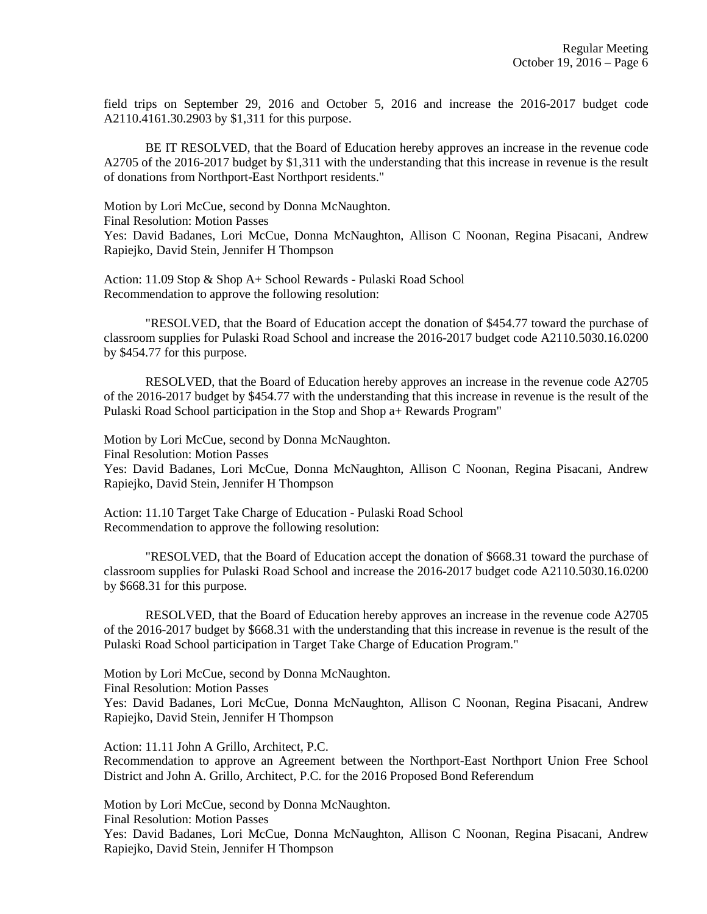field trips on September 29, 2016 and October 5, 2016 and increase the 2016-2017 budget code A2110.4161.30.2903 by $1,311 for this purpose.

BE IT RESOLVED, that the Board of Education hereby approves an increase in the revenue code A2705 of the 2016-2017 budget by $1,311 with the understanding that this increase in revenue is the result of donations from Northport-East Northport residents."

Motion by Lori McCue, second by Donna McNaughton.
Final Resolution: Motion Passes
Yes: David Badanes, Lori McCue, Donna McNaughton, Allison C Noonan, Regina Pisacani, Andrew Rapiejko, David Stein, Jennifer H Thompson

Action: 11.09 Stop & Shop A+ School Rewards - Pulaski Road School
Recommendation to approve the following resolution:

"RESOLVED, that the Board of Education accept the donation of $454.77 toward the purchase of classroom supplies for Pulaski Road School and increase the 2016-2017 budget code A2110.5030.16.0200 by $454.77 for this purpose.

RESOLVED, that the Board of Education hereby approves an increase in the revenue code A2705 of the 2016-2017 budget by $454.77 with the understanding that this increase in revenue is the result of the Pulaski Road School participation in the Stop and Shop a+ Rewards Program"

Motion by Lori McCue, second by Donna McNaughton.
Final Resolution: Motion Passes
Yes: David Badanes, Lori McCue, Donna McNaughton, Allison C Noonan, Regina Pisacani, Andrew Rapiejko, David Stein, Jennifer H Thompson

Action: 11.10 Target Take Charge of Education - Pulaski Road School
Recommendation to approve the following resolution:

"RESOLVED, that the Board of Education accept the donation of $668.31 toward the purchase of classroom supplies for Pulaski Road School and increase the 2016-2017 budget code A2110.5030.16.0200 by $668.31 for this purpose.

RESOLVED, that the Board of Education hereby approves an increase in the revenue code A2705 of the 2016-2017 budget by $668.31 with the understanding that this increase in revenue is the result of the Pulaski Road School participation in Target Take Charge of Education Program."

Motion by Lori McCue, second by Donna McNaughton.
Final Resolution: Motion Passes
Yes: David Badanes, Lori McCue, Donna McNaughton, Allison C Noonan, Regina Pisacani, Andrew Rapiejko, David Stein, Jennifer H Thompson

Action: 11.11 John A Grillo, Architect, P.C.
Recommendation to approve an Agreement between the Northport-East Northport Union Free School District and John A. Grillo, Architect, P.C. for the 2016 Proposed Bond Referendum

Motion by Lori McCue, second by Donna McNaughton.
Final Resolution: Motion Passes
Yes: David Badanes, Lori McCue, Donna McNaughton, Allison C Noonan, Regina Pisacani, Andrew Rapiejko, David Stein, Jennifer H Thompson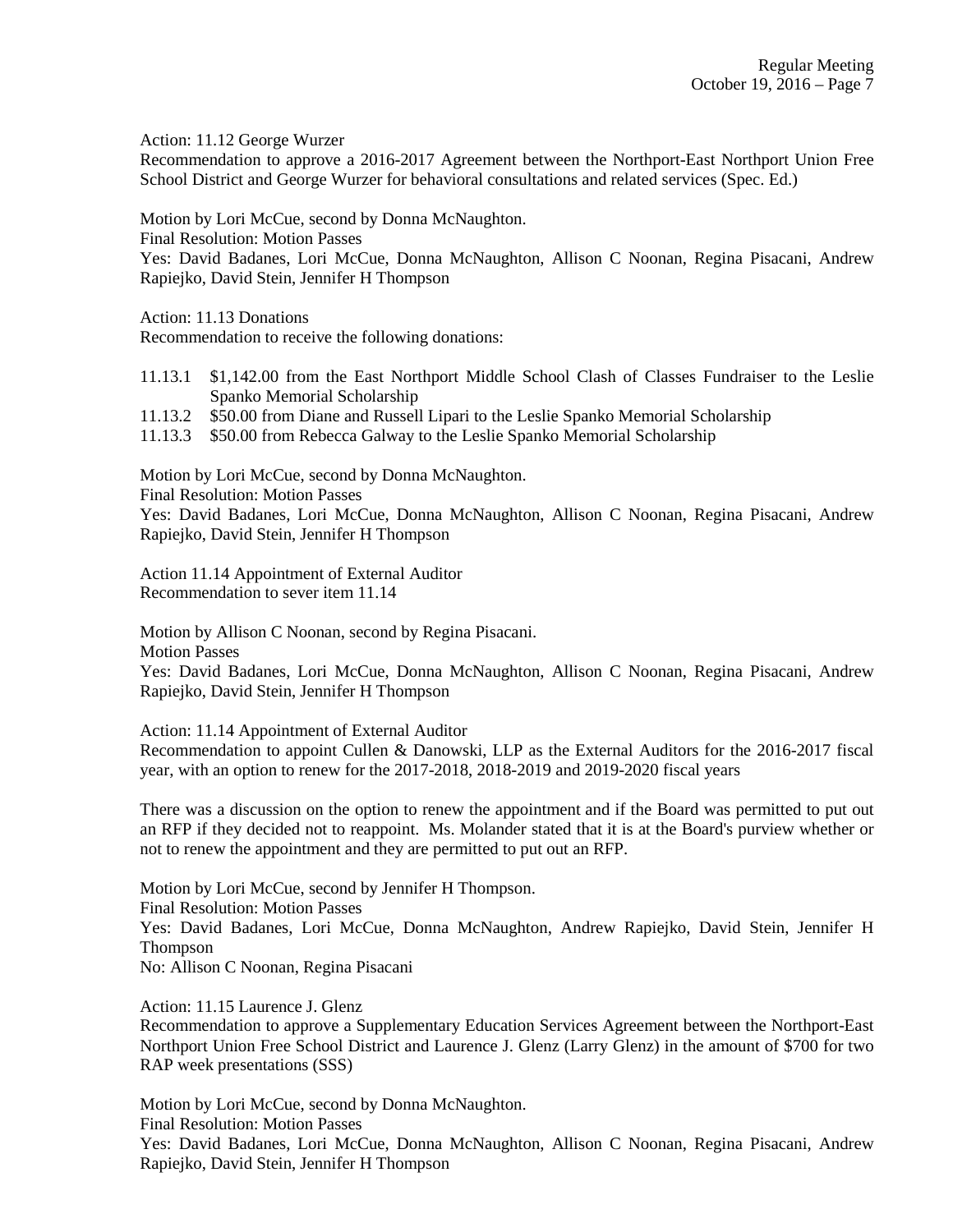Action: 11.12 George Wurzer
Recommendation to approve a 2016-2017 Agreement between the Northport-East Northport Union Free School District and George Wurzer for behavioral consultations and related services (Spec. Ed.)

Motion by Lori McCue, second by Donna McNaughton.
Final Resolution: Motion Passes
Yes: David Badanes, Lori McCue, Donna McNaughton, Allison C Noonan, Regina Pisacani, Andrew Rapiejko, David Stein, Jennifer H Thompson

Action: 11.13 Donations
Recommendation to receive the following donations:

11.13.1 $1,142.00 from the East Northport Middle School Clash of Classes Fundraiser to the Leslie Spanko Memorial Scholarship
11.13.2 $50.00 from Diane and Russell Lipari to the Leslie Spanko Memorial Scholarship
11.13.3 $50.00 from Rebecca Galway to the Leslie Spanko Memorial Scholarship

Motion by Lori McCue, second by Donna McNaughton.
Final Resolution: Motion Passes
Yes: David Badanes, Lori McCue, Donna McNaughton, Allison C Noonan, Regina Pisacani, Andrew Rapiejko, David Stein, Jennifer H Thompson

Action 11.14 Appointment of External Auditor
Recommendation to sever item 11.14

Motion by Allison C Noonan, second by Regina Pisacani.
Motion Passes
Yes: David Badanes, Lori McCue, Donna McNaughton, Allison C Noonan, Regina Pisacani, Andrew Rapiejko, David Stein, Jennifer H Thompson

Action: 11.14 Appointment of External Auditor
Recommendation to appoint Cullen & Danowski, LLP as the External Auditors for the 2016-2017 fiscal year, with an option to renew for the 2017-2018, 2018-2019 and 2019-2020 fiscal years

There was a discussion on the option to renew the appointment and if the Board was permitted to put out an RFP if they decided not to reappoint. Ms. Molander stated that it is at the Board's purview whether or not to renew the appointment and they are permitted to put out an RFP.

Motion by Lori McCue, second by Jennifer H Thompson.
Final Resolution: Motion Passes
Yes: David Badanes, Lori McCue, Donna McNaughton, Andrew Rapiejko, David Stein, Jennifer H Thompson
No: Allison C Noonan, Regina Pisacani

Action: 11.15 Laurence J. Glenz
Recommendation to approve a Supplementary Education Services Agreement between the Northport-East Northport Union Free School District and Laurence J. Glenz (Larry Glenz) in the amount of $700 for two RAP week presentations (SSS)

Motion by Lori McCue, second by Donna McNaughton.
Final Resolution: Motion Passes
Yes: David Badanes, Lori McCue, Donna McNaughton, Allison C Noonan, Regina Pisacani, Andrew Rapiejko, David Stein, Jennifer H Thompson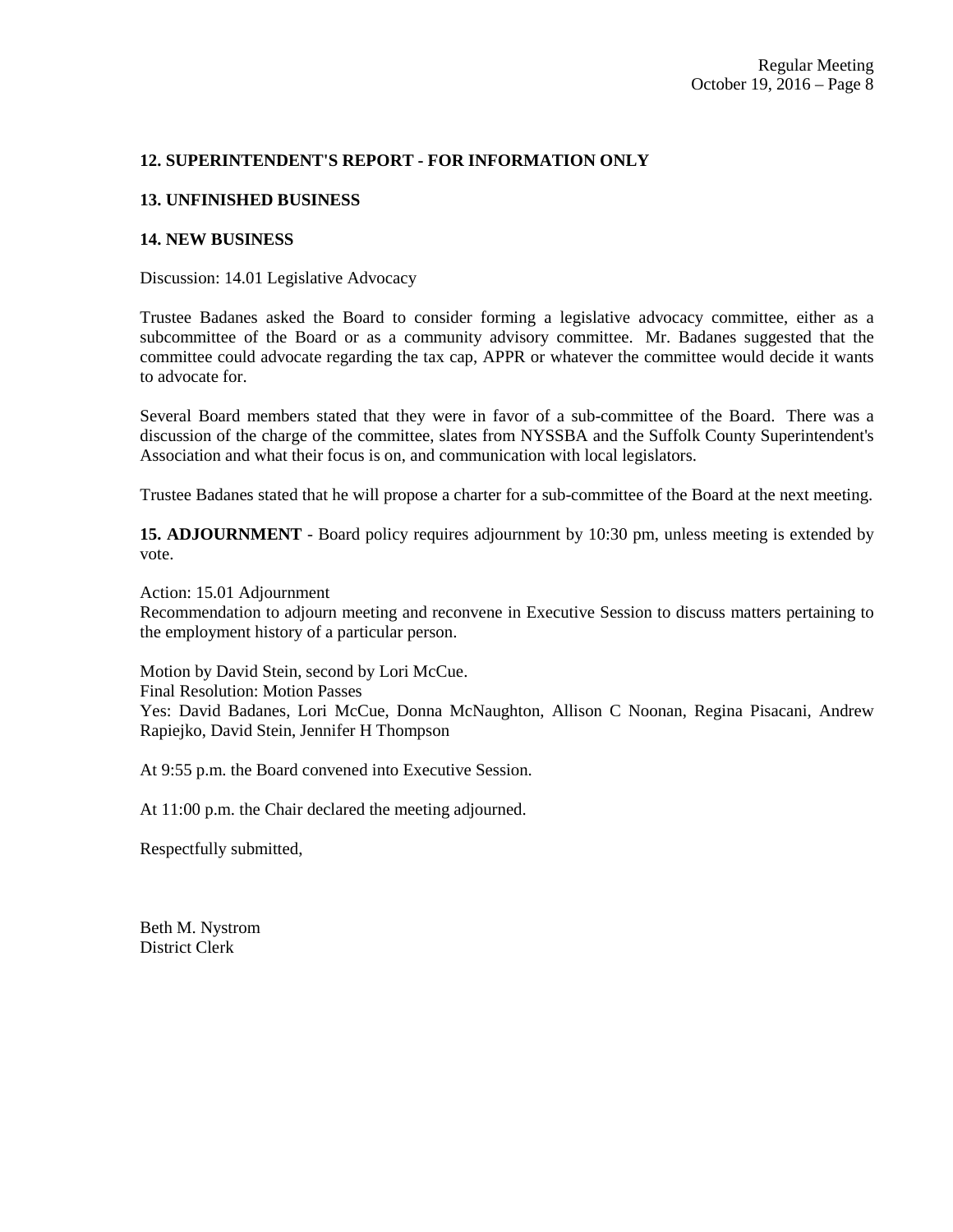**12. SUPERINTENDENT'S REPORT - FOR INFORMATION ONLY**

**13. UNFINISHED BUSINESS**

**14. NEW BUSINESS**

Discussion: 14.01 Legislative Advocacy

Trustee Badanes asked the Board to consider forming a legislative advocacy committee, either as a subcommittee of the Board or as a community advisory committee. Mr. Badanes suggested that the committee could advocate regarding the tax cap, APPR or whatever the committee would decide it wants to advocate for.

Several Board members stated that they were in favor of a sub-committee of the Board. There was a discussion of the charge of the committee, slates from NYSSBA and the Suffolk County Superintendent's Association and what their focus is on, and communication with local legislators.

Trustee Badanes stated that he will propose a charter for a sub-committee of the Board at the next meeting.

**15. ADJOURNMENT** - Board policy requires adjournment by 10:30 pm, unless meeting is extended by vote.

Action: 15.01 Adjournment
Recommendation to adjourn meeting and reconvene in Executive Session to discuss matters pertaining to the employment history of a particular person.

Motion by David Stein, second by Lori McCue.
Final Resolution: Motion Passes
Yes: David Badanes, Lori McCue, Donna McNaughton, Allison C Noonan, Regina Pisacani, Andrew Rapiejko, David Stein, Jennifer H Thompson

At 9:55 p.m. the Board convened into Executive Session.

At 11:00 p.m. the Chair declared the meeting adjourned.

Respectfully submitted,

Beth M. Nystrom
District Clerk